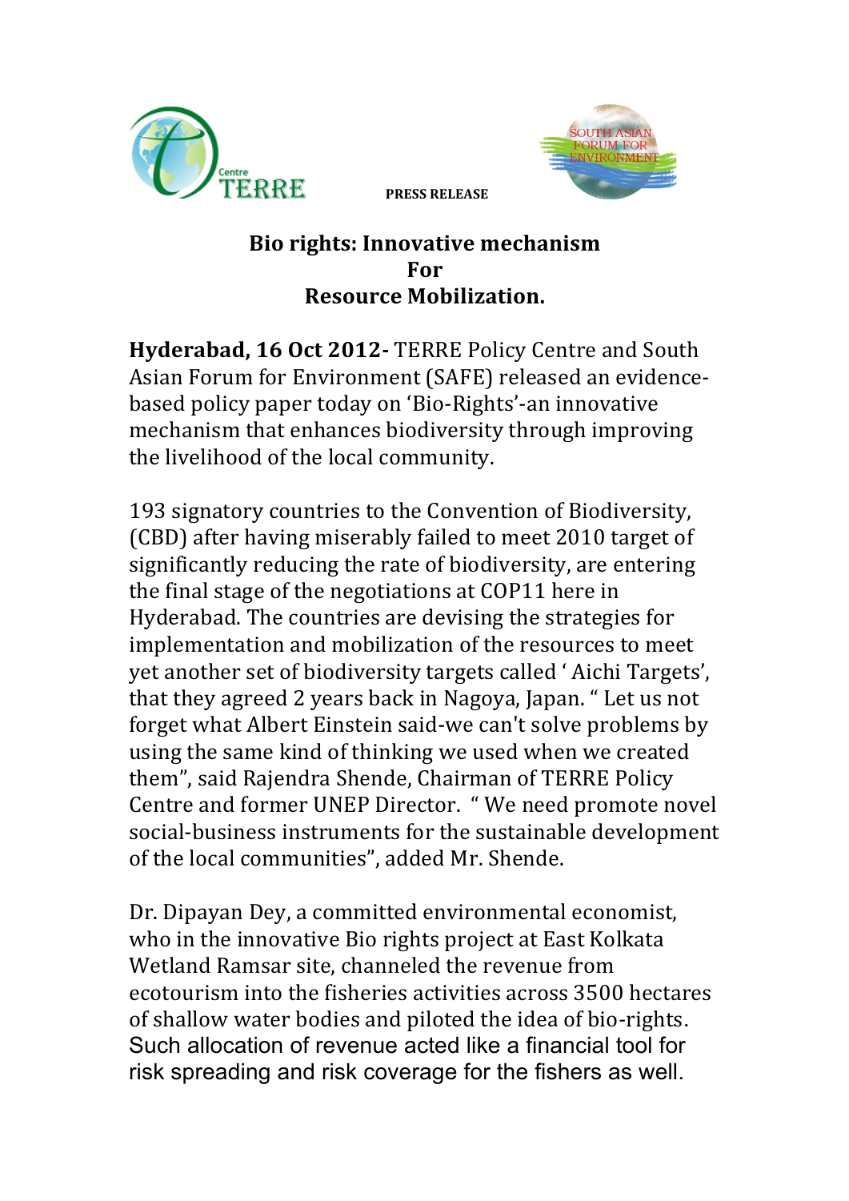**PRESS RELEASE**

# Bio rights: Innovative mechanism For Resource Mobilization.

**Hyderabad, 16 Oct 2012-** TERRE Policy Centre and South Asian Forum for Environment (SAFE) released an evidence-based policy paper today on 'Bio-Rights'-an innovative mechanism that enhances biodiversity through improving the livelihood of the local community.

193 signatory countries to the Convention of Biodiversity, (CBD) after having miserably failed to meet 2010 target of significantly reducing the rate of biodiversity, are entering the final stage of the negotiations at COP11 here in Hyderabad. The countries are devising the strategies for implementation and mobilization of the resources to meet yet another set of biodiversity targets called ' Aichi Targets', that they agreed 2 years back in Nagoya, Japan. " Let us not forget what Albert Einstein said-we can't solve problems by using the same kind of thinking we used when we created them", said Rajendra Shende, Chairman of TERRE Policy Centre and former UNEP Director. " We need promote novel social-business instruments for the sustainable development of the local communities", added Mr. Shende.

Dr. Dipayan Dey, a committed environmental economist, who in the innovative Bio rights project at East Kolkata Wetland Ramsar site, channeled the revenue from ecotourism into the fisheries activities across 3500 hectares of shallow water bodies and piloted the idea of bio-rights. Such allocation of revenue acted like a financial tool for risk spreading and risk coverage for the fishers as well.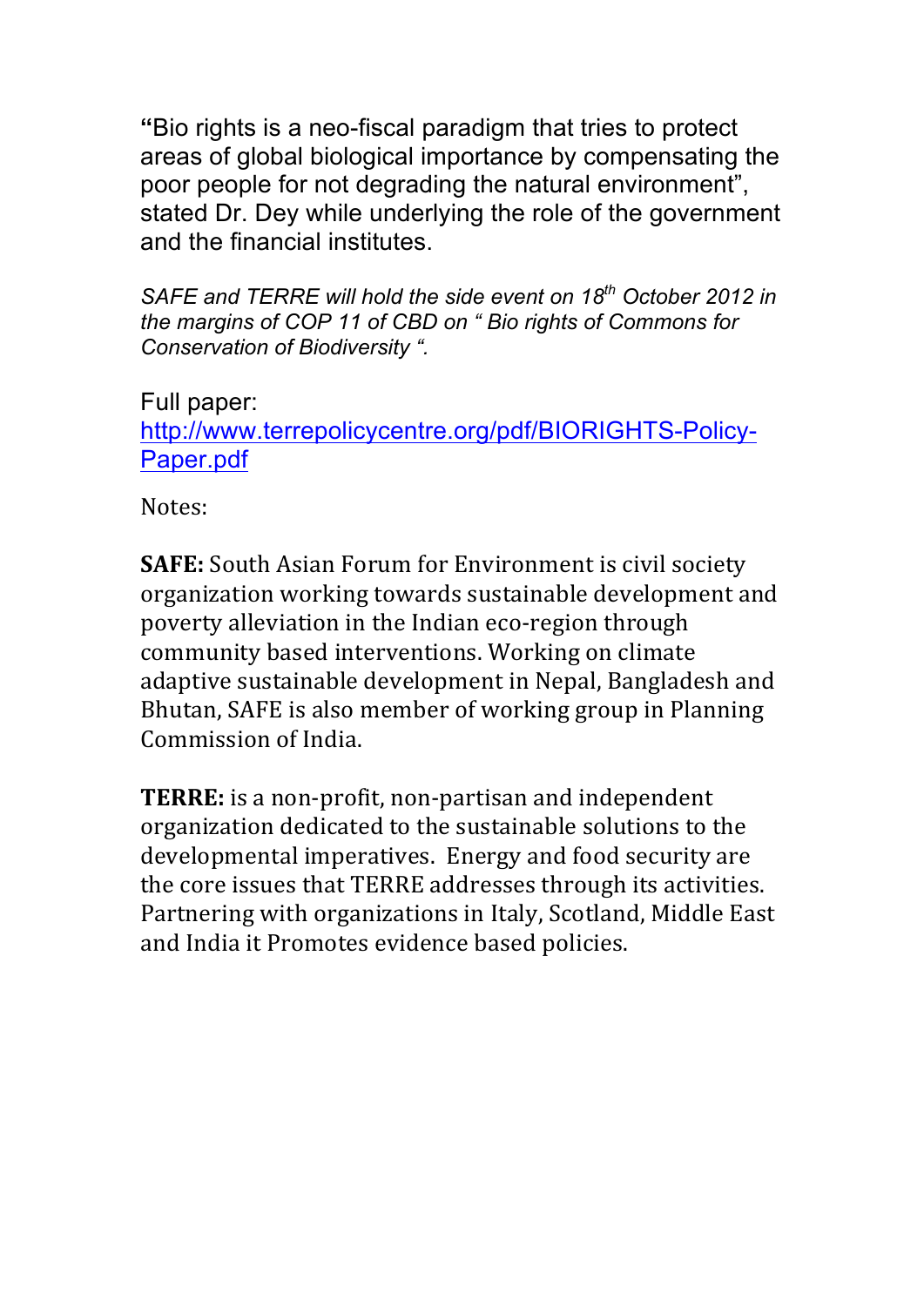"Bio rights is a neo-fiscal paradigm that tries to protect areas of global biological importance by compensating the poor people for not degrading the natural environment", stated Dr. Dey while underlying the role of the government and the financial institutes.

*SAFE and TERRE will hold the side event on 18th October 2012 in the margins of COP 11 of CBD on " Bio rights of Commons for Conservation of Biodiversity ".*

Full paper: [http://www.terrepolicycentre.org/pdf/BIORIGHTS-Policy-Paper.pdf](http://www.terrepolicycentre.org/pdf/BIORIGHTS-Policy-Paper.pdf)

Notes:

**SAFE:** South Asian Forum for Environment is civil society organization working towards sustainable development and poverty alleviation in the Indian eco-region through community based interventions. Working on climate adaptive sustainable development in Nepal, Bangladesh and Bhutan, SAFE is also member of working group in Planning Commission of India.

**TERRE:** is a non-profit, non-partisan and independent organization dedicated to the sustainable solutions to the developmental imperatives. Energy and food security are the core issues that TERRE addresses through its activities. Partnering with organizations in Italy, Scotland, Middle East and India it Promotes evidence based policies.